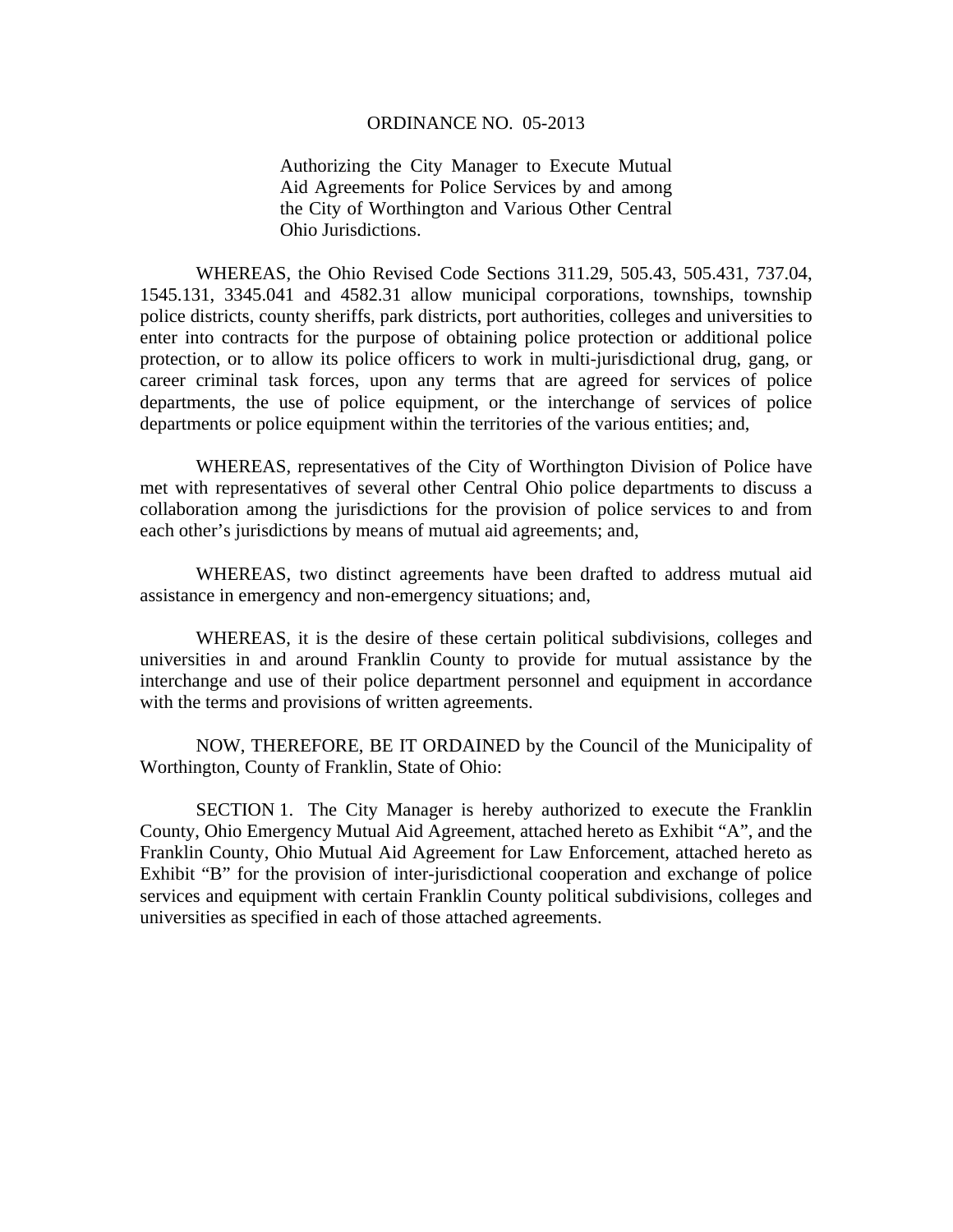# ORDINANCE NO. 05-2013

Authorizing the City Manager to Execute Mutual Aid Agreements for Police Services by and among the City of Worthington and Various Other Central Ohio Jurisdictions.

WHEREAS, the Ohio Revised Code Sections 311.29, 505.43, 505.431, 737.04, 1545.131, 3345.041 and 4582.31 allow municipal corporations, townships, township police districts, county sheriffs, park districts, port authorities, colleges and universities to enter into contracts for the purpose of obtaining police protection or additional police protection, or to allow its police officers to work in multi-jurisdictional drug, gang, or career criminal task forces, upon any terms that are agreed for services of police departments, the use of police equipment, or the interchange of services of police departments or police equipment within the territories of the various entities; and,

WHEREAS, representatives of the City of Worthington Division of Police have met with representatives of several other Central Ohio police departments to discuss a collaboration among the jurisdictions for the provision of police services to and from each other's jurisdictions by means of mutual aid agreements; and,

WHEREAS, two distinct agreements have been drafted to address mutual aid assistance in emergency and non-emergency situations; and,

WHEREAS, it is the desire of these certain political subdivisions, colleges and universities in and around Franklin County to provide for mutual assistance by the interchange and use of their police department personnel and equipment in accordance with the terms and provisions of written agreements.

NOW, THEREFORE, BE IT ORDAINED by the Council of the Municipality of Worthington, County of Franklin, State of Ohio:

SECTION 1. The City Manager is hereby authorized to execute the Franklin County, Ohio Emergency Mutual Aid Agreement, attached hereto as Exhibit "A", and the Franklin County, Ohio Mutual Aid Agreement for Law Enforcement, attached hereto as Exhibit "B" for the provision of inter-jurisdictional cooperation and exchange of police services and equipment with certain Franklin County political subdivisions, colleges and universities as specified in each of those attached agreements.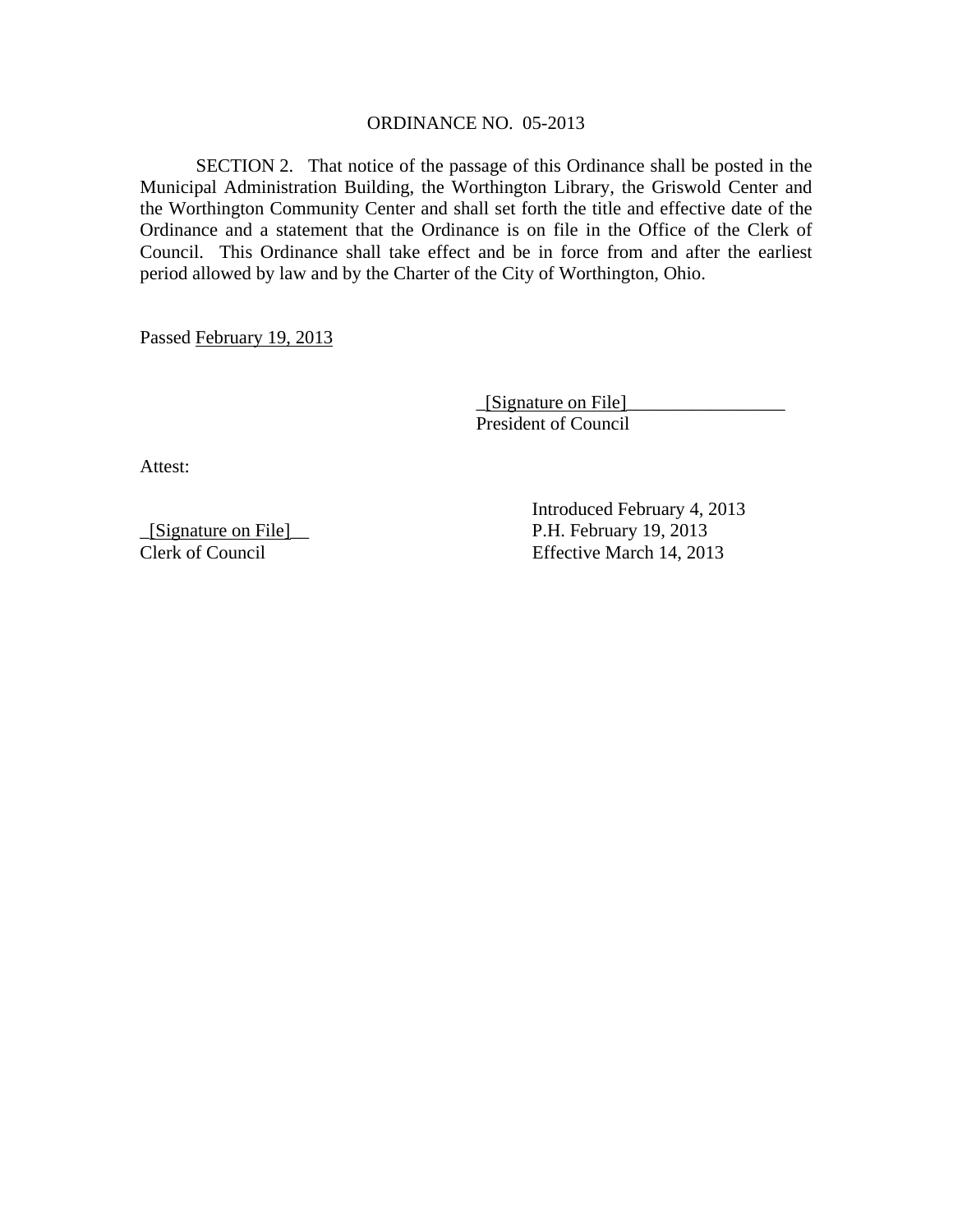ORDINANCE NO. 05-2013

SECTION 2. That notice of the passage of this Ordinance shall be posted in the Municipal Administration Building, the Worthington Library, the Griswold Center and the Worthington Community Center and shall set forth the title and effective date of the Ordinance and a statement that the Ordinance is on file in the Office of the Clerk of Council. This Ordinance shall take effect and be in force from and after the earliest period allowed by law and by the Charter of the City of Worthington, Ohio.

Passed February 19, 2013

_[Signature on File]_________________
President of Council

Attest:

_[Signature on File]__
Clerk of Council

Introduced February 4, 2013
P.H. February 19, 2013
Effective March 14, 2013